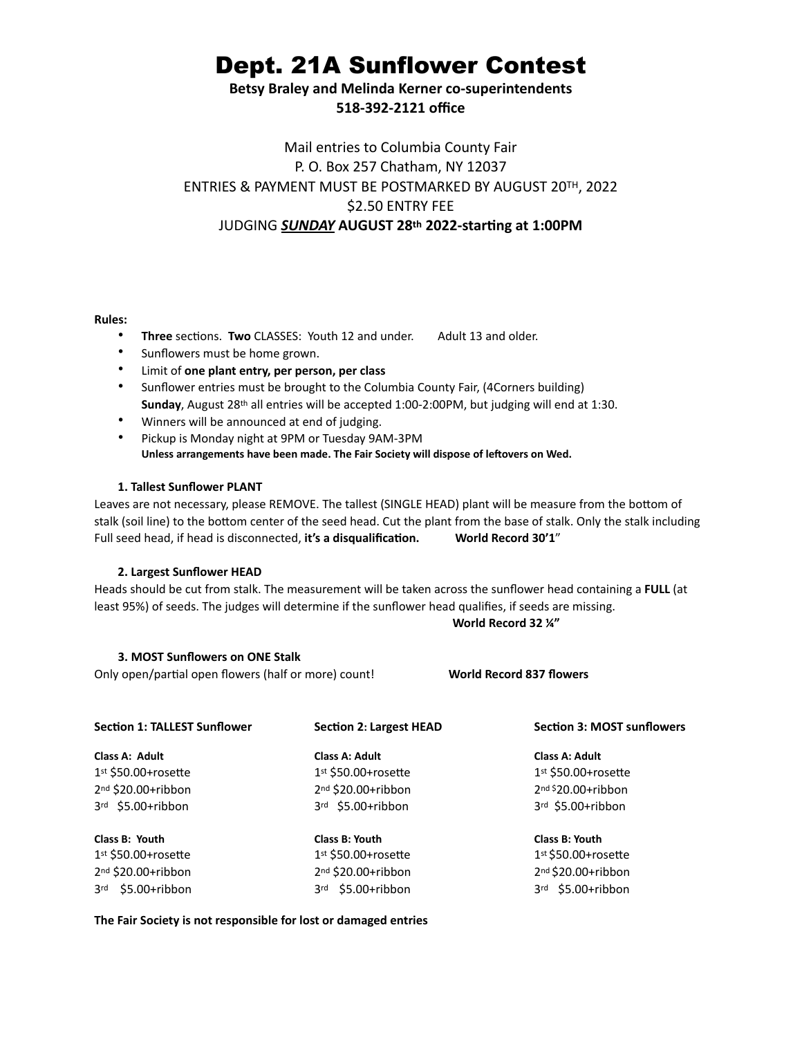# Dept. 21A Sunflower Contest

**Betsy Braley and Melinda Kerner co-superintendents**
**518-392-2121 office**

Mail entries to Columbia County Fair
P. O. Box 257 Chatham, NY 12037
ENTRIES & PAYMENT MUST BE POSTMARKED BY AUGUST 20TH, 2022
$2.50 ENTRY FEE
JUDGING ***SUNDAY*** **AUGUST 28th 2022-starting at 1:00PM**

**Rules:**

- **Three** sections. **Two** CLASSES: Youth 12 and under. Adult 13 and older.
- Sunflowers must be home grown.
- Limit of **one plant entry, per person, per class**
- Sunflower entries must be brought to the Columbia County Fair, (4Corners building) **Sunday**, August 28th all entries will be accepted 1:00-2:00PM, but judging will end at 1:30.
- Winners will be announced at end of judging.
- Pickup is Monday night at 9PM or Tuesday 9AM-3PM
  **Unless arrangements have been made. The Fair Society will dispose of leftovers on Wed.**

**1. Tallest Sunflower PLANT**

Leaves are not necessary, please REMOVE. The tallest (SINGLE HEAD) plant will be measure from the bottom of stalk (soil line) to the bottom center of the seed head. Cut the plant from the base of stalk. Only the stalk including Full seed head, if head is disconnected, **it's a disqualification.** **World Record 30'1"**

**2. Largest Sunflower HEAD**

Heads should be cut from stalk. The measurement will be taken across the sunflower head containing a **FULL** (at least 95%) of seeds. The judges will determine if the sunflower head qualifies, if seeds are missing.

**World Record 32 ¼"**

**3. MOST Sunflowers on ONE Stalk**

Only open/partial open flowers (half or more) count! **World Record 837 flowers**

| **Section 1: TALLEST Sunflower** | **Section 2: Largest HEAD** | **Section 3: MOST sunflowers** |
|---|---|---|
| **Class A: Adult** | **Class A: Adult** | **Class A: Adult** |
| 1st $50.00+rosette | 1st $50.00+rosette | 1st $50.00+rosette |
| 2nd $20.00+ribbon | 2nd $20.00+ribbon | 2nd $20.00+ribbon |
| 3rd $5.00+ribbon | 3rd $5.00+ribbon | 3rd $5.00+ribbon |
| **Class B: Youth** | **Class B: Youth** | **Class B: Youth** |
| 1st $50.00+rosette | 1st $50.00+rosette | 1st $50.00+rosette |
| 2nd $20.00+ribbon | 2nd $20.00+ribbon | 2nd $20.00+ribbon |
| 3rd $5.00+ribbon | 3rd $5.00+ribbon | 3rd $5.00+ribbon |

**The Fair Society is not responsible for lost or damaged entries**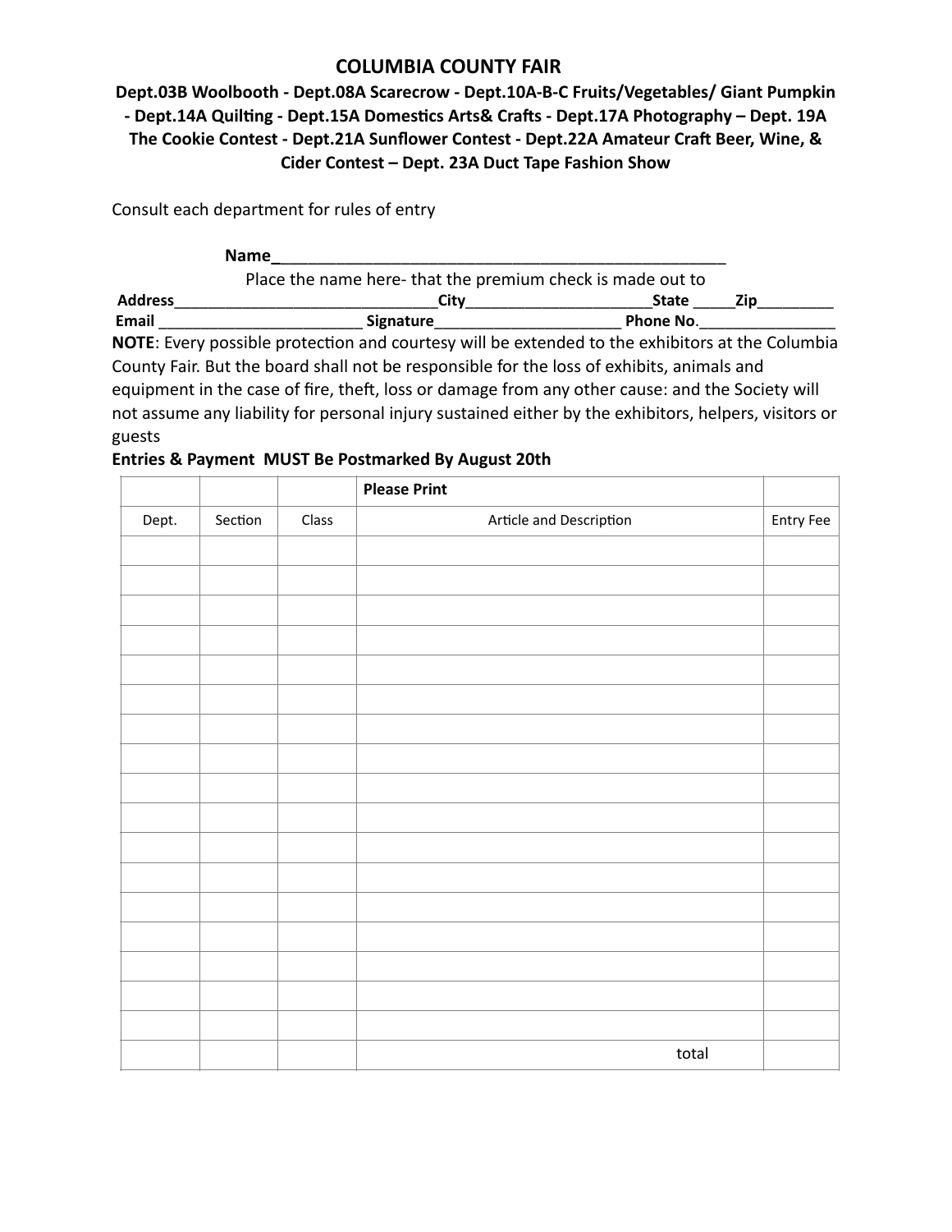# COLUMBIA COUNTY FAIR

**Dept.03B Woolbooth - Dept.08A Scarecrow - Dept.10A-B-C Fruits/Vegetables/ Giant Pumpkin - Dept.14A Quilting - Dept.15A Domestics Arts& Crafts - Dept.17A Photography – Dept. 19A The Cookie Contest - Dept.21A Sunflower Contest - Dept.22A Amateur Craft Beer, Wine, & Cider Contest – Dept. 23A Duct Tape Fashion Show**

Consult each department for rules of entry

**Name**______________________________________________________

Place the name here- that the premium check is made out to

**Address**________________________________**City**_______________________**State** _____**Zip**_________

**Email** _________________________ **Signature**_______________________ **Phone No**._________________

**NOTE**: Every possible protection and courtesy will be extended to the exhibitors at the Columbia County Fair. But the board shall not be responsible for the loss of exhibits, animals and equipment in the case of fire, theft, loss or damage from any other cause: and the Society will not assume any liability for personal injury sustained either by the exhibitors, helpers, visitors or guests

**Entries & Payment MUST Be Postmarked By August 20th**

| | | | **Please Print** | |
|---|---|---|---|---|
| Dept. | Section | Class | Article and Description | Entry Fee |
| | | | | |
| | | | | |
| | | | | |
| | | | | |
| | | | | |
| | | | | |
| | | | | |
| | | | | |
| | | | | |
| | | | | |
| | | | | |
| | | | | |
| | | | | |
| | | | | |
| | | | | |
| | | | | |
| | | | | |
| | | | total | |